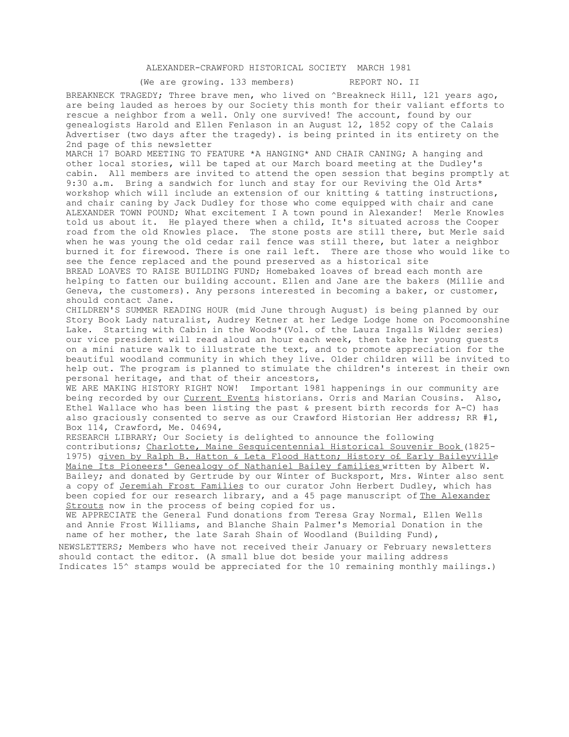ALEXANDER-CRAWFORD HISTORICAL SOCIETY MARCH 1981

(We are growing. 133 members) REPORT NO. II

BREAKNECK TRAGEDY; Three brave men, who lived on ^Breakneck Hill, 121 years ago, are being lauded as heroes by our Society this month for their valiant efforts to rescue a neighbor from a well. Only one survived! The account, found by our genealogists Harold and Ellen Fenlason in an August 12, 1852 copy of the Calais Advertiser (two days after the tragedy). is being printed in its entirety on the 2nd page of this newsletter

MARCH 17 BOARD MEETING TO FEATURE *A HANGING* AND CHAIR CANING; A hanging and other local stories, will be taped at our March board meeting at the Dudley's cabin. All members are invited to attend the open session that begins promptly at 9:30 a.m. Bring a sandwich for lunch and stay for our Reviving the Old Arts* workshop which will include an extension of our knitting & tatting instructions, and chair caning by Jack Dudley for those who come equipped with chair and cane

ALEXANDER TOWN POUND; What excitement I A town pound in Alexander! Merle Knowles told us about it. He played there when a child, It's situated across the Cooper road from the old Knowles place. The stone posts are still there, but Merle said when he was young the old cedar rail fence was still there, but later a neighbor burned it for firewood. There is one rail left. There are those who would like to see the fence replaced and the pound preserved as a historical site

BREAD LOAVES TO RAISE BUILDING FUND; Homebaked loaves of bread each month are helping to fatten our building account. Ellen and Jane are the bakers (Millie and Geneva, the customers). Any persons interested in becoming a baker, or customer, should contact Jane.

CHILDREN'S SUMMER READING HOUR (mid June through August) is being planned by our Story Book Lady naturalist, Audrey Ketner at her Ledge Lodge home on Pocomoonshine Lake. Starting with Cabin in the Woods*(Vol. of the Laura Ingalls Wilder series) our vice president will read aloud an hour each week, then take her young guests on a mini nature walk to illustrate the text, and to promote appreciation for the beautiful woodland community in which they live. Older children will be invited to help out. The program is planned to stimulate the children's interest in their own personal heritage, and that of their ancestors,

WE ARE MAKING HISTORY RIGHT NOW! Important 1981 happenings in our community are being recorded by our Current Events historians. Orris and Marian Cousins. Also, Ethel Wallace who has been listing the past & present birth records for A-C) has also graciously consented to serve as our Crawford Historian Her address; RR #1, Box 114, Crawford, Me. 04694,

RESEARCH LIBRARY; Our Society is delighted to announce the following contributions; Charlotte, Maine Sesquicentennial Historical Souvenir Book (1825-1975) given by Ralph B. Hatton & Leta Flood Hatton; History of Early Baileyville Maine Its Pioneers' Genealogy of Nathaniel Bailey families written by Albert W. Bailey; and donated by Gertrude by our Winter of Bucksport, Mrs. Winter also sent a copy of Jeremiah Frost Families to our curator John Herbert Dudley, which has been copied for our research library, and a 45 page manuscript of The Alexander Strouts now in the process of being copied for us.

WE APPRECIATE the General Fund donations from Teresa Gray Normal, Ellen Wells and Annie Frost Williams, and Blanche Shain Palmer's Memorial Donation in the name of her mother, the late Sarah Shain of Woodland (Building Fund),

NEWSLETTERS; Members who have not received their January or February newsletters should contact the editor. (A small blue dot beside your mailing address Indicates 15^ stamps would be appreciated for the 10 remaining monthly mailings.)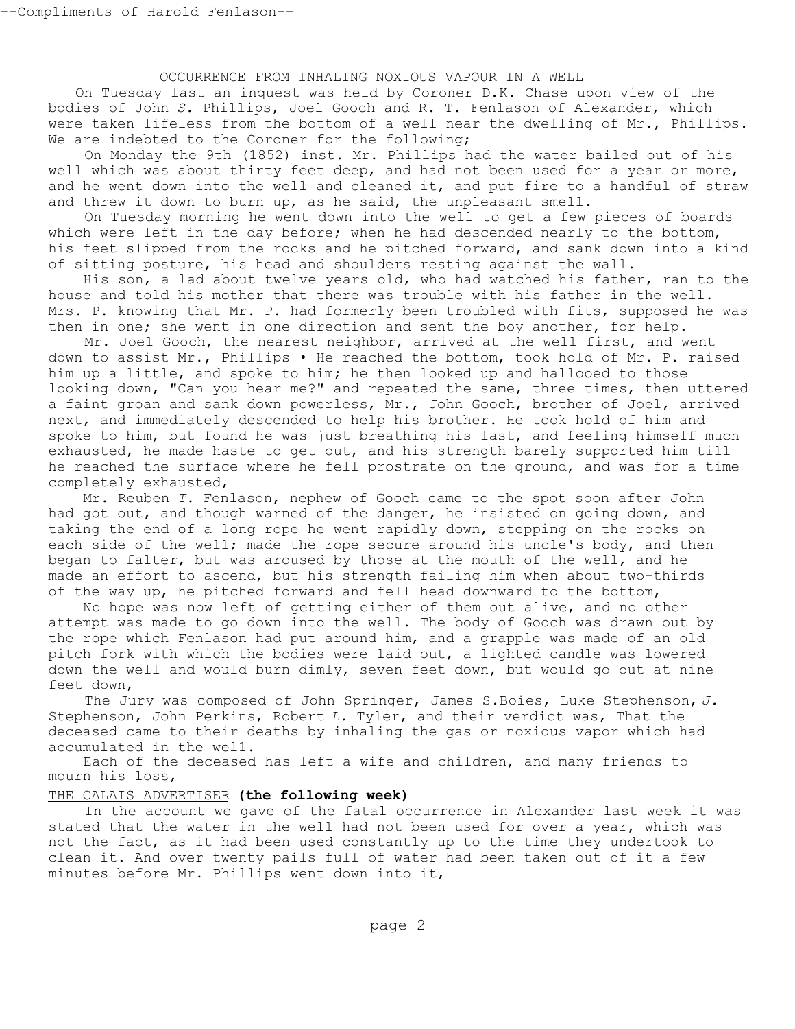--Compliments of Harold Fenlason--

OCCURRENCE FROM INHALING NOXIOUS VAPOUR IN A WELL

On Tuesday last an inquest was held by Coroner D.K. Chase upon view of the bodies of John *S.* Phillips, Joel Gooch and R. T. Fenlason of Alexander, which were taken lifeless from the bottom of a well near the dwelling of Mr., Phillips. We are indebted to the Coroner for the following;

On Monday the 9th (1852) inst. Mr. Phillips had the water bailed out of his well which was about thirty feet deep, and had not been used for a year or more, and he went down into the well and cleaned it, and put fire to a handful of straw and threw it down to burn up, as he said, the unpleasant smell.

On Tuesday morning he went down into the well to get a few pieces of boards which were left in the day before; when he had descended nearly to the bottom, his feet slipped from the rocks and he pitched forward, and sank down into a kind of sitting posture, his head and shoulders resting against the wall.

His son, a lad about twelve years old, who had watched his father, ran to the house and told his mother that there was trouble with his father in the well. Mrs. P. knowing that Mr. P. had formerly been troubled with fits, supposed he was then in one; she went in one direction and sent the boy another, for help.

Mr. Joel Gooch, the nearest neighbor, arrived at the well first, and went down to assist Mr., Phillips • He reached the bottom, took hold of Mr. P. raised him up a little, and spoke to him; he then looked up and hallooed to those looking down, "Can you hear me?" and repeated the same, three times, then uttered a faint groan and sank down powerless, Mr., John Gooch, brother of Joel, arrived next, and immediately descended to help his brother. He took hold of him and spoke to him, but found he was just breathing his last, and feeling himself much exhausted, he made haste to get out, and his strength barely supported him till he reached the surface where he fell prostrate on the ground, and was for a time completely exhausted,

Mr. Reuben *T.* Fenlason, nephew of Gooch came to the spot soon after John had got out, and though warned of the danger, he insisted on going down, and taking the end of a long rope he went rapidly down, stepping on the rocks on each side of the well; made the rope secure around his uncle's body, and then began to falter, but was aroused by those at the mouth of the well, and he made an effort to ascend, but his strength failing him when about two-thirds of the way up, he pitched forward and fell head downward to the bottom,

No hope was now left of getting either of them out alive, and no other attempt was made to go down into the well. The body of Gooch was drawn out by the rope which Fenlason had put around him, and a grapple was made of an old pitch fork with which the bodies were laid out, a lighted candle was lowered down the well and would burn dimly, seven feet down, but would go out at nine feet down,

The Jury was composed of John Springer, James S.Boies, Luke Stephenson, *J.* Stephenson, John Perkins, Robert *L.* Tyler, and their verdict was, That the deceased came to their deaths by inhaling the gas or noxious vapor which had accumulated in the wel1.

Each of the deceased has left a wife and children, and many friends to mourn his loss,

THE CALAIS ADVERTISER **(the following week)**

In the account we gave of the fatal occurrence in Alexander last week it was stated that the water in the well had not been used for over a year, which was not the fact, as it had been used constantly up to the time they undertook to clean it. And over twenty pails full of water had been taken out of it a few minutes before Mr. Phillips went down into it,